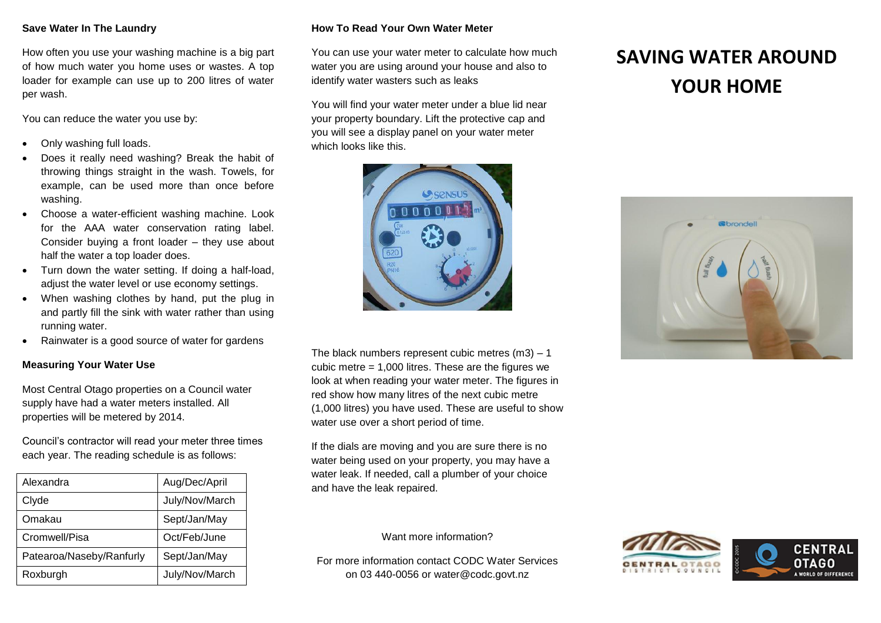### Save Water In The Laundry

How often you use your washing machine is a big part of how much water you home uses or wastes. A top loader for example can use up to 200 litres of water per wash.

You can reduce the water you use by:

- Only washing full loads.
- Does it really need washing? Break the habit of throwing things straight in the wash. Towels, for example, can be used more than once before washing.
- Choose a water-efficient washing machine. Look for the AAA water conservation rating label. Consider buying a front loader – they use about half the water a top loader does.
- Turn down the water setting. If doing a half-load, adjust the water level or use economy settings.
- When washing clothes by hand, put the plug in and partly fill the sink with water rather than using running water.
- Rainwater is a good source of water for gardens

### Measuring Your Water Use

Most Central Otago properties on a Council water supply have had a water meters installed. All properties will be metered by 2014.

Council's contractor will read your meter three times each year. The reading schedule is as follows:

| Alexandra | Aug/Dec/April |
|---|---|
| Clyde | July/Nov/March |
| Omakau | Sept/Jan/May |
| Cromwell/Pisa | Oct/Feb/June |
| Patearoa/Naseby/Ranfurly | Sept/Jan/May |
| Roxburgh | July/Nov/March |

### How To Read Your Own Water Meter

You can use your water meter to calculate how much water you are using around your house and also to identify water wasters such as leaks

You will find your water meter under a blue lid near your property boundary. Lift the protective cap and you will see a display panel on your water meter which looks like this.

The black numbers represent cubic metres (m3) – 1 cubic metre = 1,000 litres. These are the figures we look at when reading your water meter. The figures in red show how many litres of the next cubic metre (1,000 litres) you have used. These are useful to show water use over a short period of time.

If the dials are moving and you are sure there is no water being used on your property, you may have a water leak. If needed, call a plumber of your choice and have the leak repaired.

Want more information?

For more information contact CODC Water Services on 03 440-0056 or water@codc.govt.nz

# SAVING WATER AROUND YOUR HOME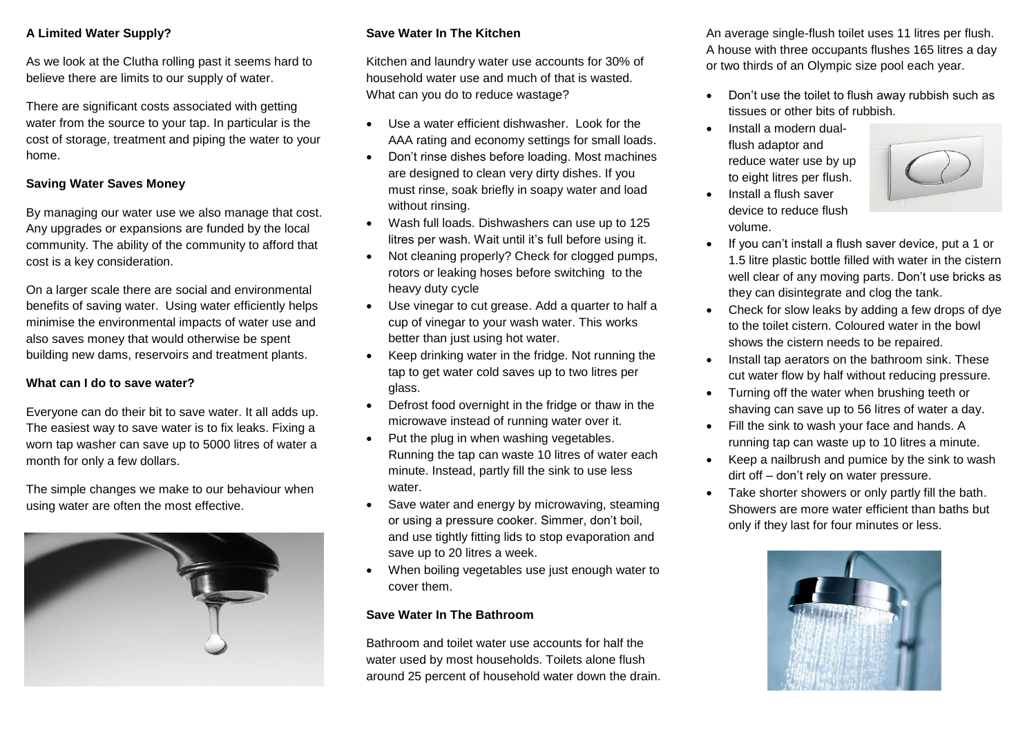**A Limited Water Supply?**

As we look at the Clutha rolling past it seems hard to believe there are limits to our supply of water.

There are significant costs associated with getting water from the source to your tap. In particular is the cost of storage, treatment and piping the water to your home.

**Saving Water Saves Money**

By managing our water use we also manage that cost. Any upgrades or expansions are funded by the local community. The ability of the community to afford that cost is a key consideration.

On a larger scale there are social and environmental benefits of saving water. Using water efficiently helps minimise the environmental impacts of water use and also saves money that would otherwise be spent building new dams, reservoirs and treatment plants.

**What can I do to save water?**

Everyone can do their bit to save water. It all adds up. The easiest way to save water is to fix leaks. Fixing a worn tap washer can save up to 5000 litres of water a month for only a few dollars.

The simple changes we make to our behaviour when using water are often the most effective.

**Save Water In The Kitchen**

Kitchen and laundry water use accounts for 30% of household water use and much of that is wasted. What can you do to reduce wastage?

- Use a water efficient dishwasher. Look for the AAA rating and economy settings for small loads.
- Don't rinse dishes before loading. Most machines are designed to clean very dirty dishes. If you must rinse, soak briefly in soapy water and load without rinsing.
- Wash full loads. Dishwashers can use up to 125 litres per wash. Wait until it's full before using it.
- Not cleaning properly? Check for clogged pumps, rotors or leaking hoses before switching to the heavy duty cycle
- Use vinegar to cut grease. Add a quarter to half a cup of vinegar to your wash water. This works better than just using hot water.
- Keep drinking water in the fridge. Not running the tap to get water cold saves up to two litres per glass.
- Defrost food overnight in the fridge or thaw in the microwave instead of running water over it.
- Put the plug in when washing vegetables. Running the tap can waste 10 litres of water each minute. Instead, partly fill the sink to use less water.
- Save water and energy by microwaving, steaming or using a pressure cooker. Simmer, don't boil, and use tightly fitting lids to stop evaporation and save up to 20 litres a week.
- When boiling vegetables use just enough water to cover them.

**Save Water In The Bathroom**

Bathroom and toilet water use accounts for half the water used by most households. Toilets alone flush around 25 percent of household water down the drain.

An average single-flush toilet uses 11 litres per flush. A house with three occupants flushes 165 litres a day or two thirds of an Olympic size pool each year.

- Don't use the toilet to flush away rubbish such as tissues or other bits of rubbish.
- Install a modern dual-flush adaptor and reduce water use by up to eight litres per flush.
- Install a flush saver device to reduce flush volume.
- If you can't install a flush saver device, put a 1 or 1.5 litre plastic bottle filled with water in the cistern well clear of any moving parts. Don't use bricks as they can disintegrate and clog the tank.
- Check for slow leaks by adding a few drops of dye to the toilet cistern. Coloured water in the bowl shows the cistern needs to be repaired.
- Install tap aerators on the bathroom sink. These cut water flow by half without reducing pressure.
- Turning off the water when brushing teeth or shaving can save up to 56 litres of water a day.
- Fill the sink to wash your face and hands. A running tap can waste up to 10 litres a minute.
- Keep a nailbrush and pumice by the sink to wash dirt off – don't rely on water pressure.
- Take shorter showers or only partly fill the bath. Showers are more water efficient than baths but only if they last for four minutes or less.